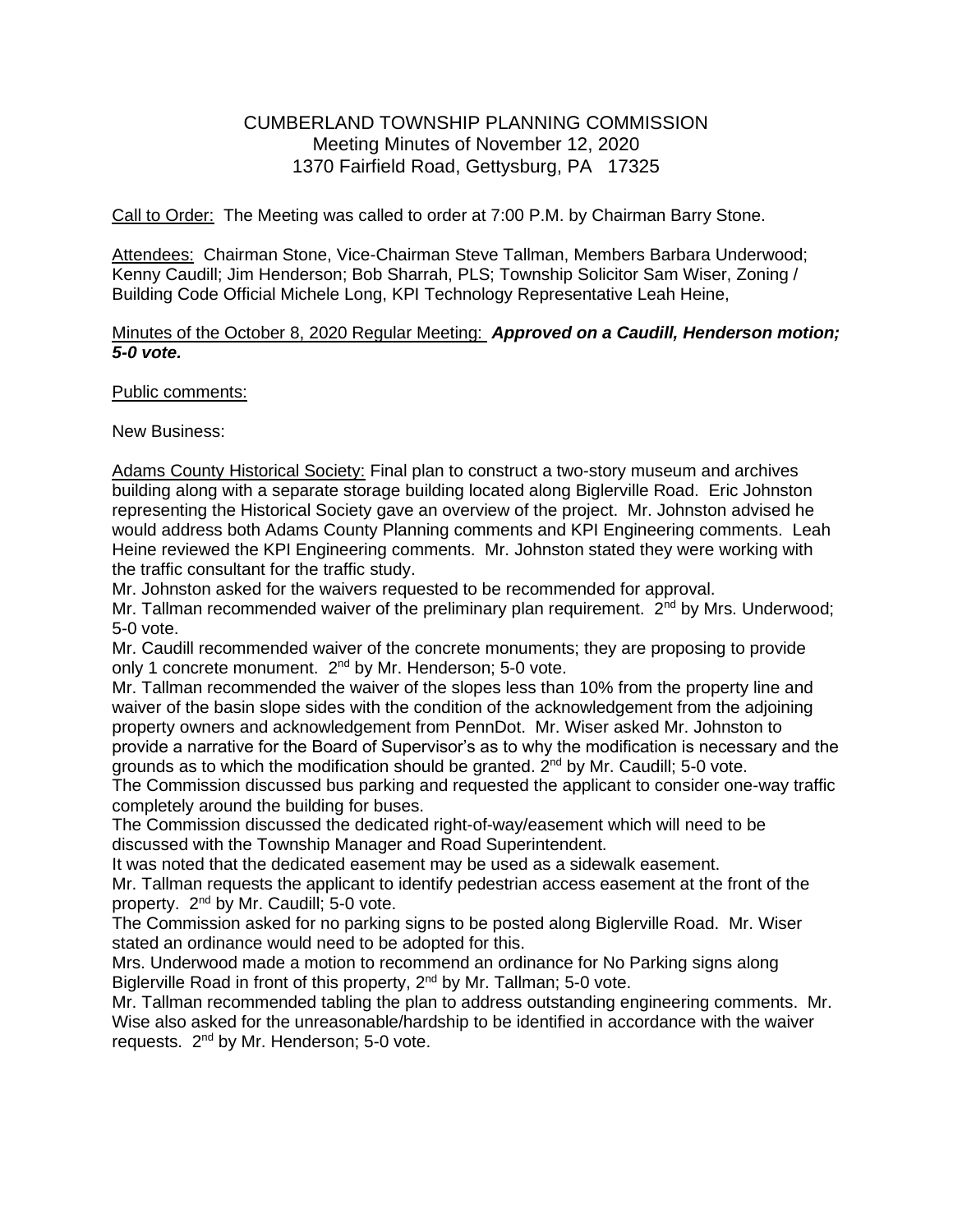# CUMBERLAND TOWNSHIP PLANNING COMMISSION
## Meeting Minutes of November 12, 2020
## 1370 Fairfield Road, Gettysburg, PA 17325

Call to Order: The Meeting was called to order at 7:00 P.M. by Chairman Barry Stone.

Attendees: Chairman Stone, Vice-Chairman Steve Tallman, Members Barbara Underwood; Kenny Caudill; Jim Henderson; Bob Sharrah, PLS; Township Solicitor Sam Wiser, Zoning / Building Code Official Michele Long, KPI Technology Representative Leah Heine,

Minutes of the October 8, 2020 Regular Meeting: ***Approved on a Caudill, Henderson motion; 5-0 vote.***

Public comments:

New Business:

Adams County Historical Society: Final plan to construct a two-story museum and archives building along with a separate storage building located along Biglerville Road. Eric Johnston representing the Historical Society gave an overview of the project. Mr. Johnston advised he would address both Adams County Planning comments and KPI Engineering comments. Leah Heine reviewed the KPI Engineering comments. Mr. Johnston stated they were working with the traffic consultant for the traffic study.

Mr. Johnston asked for the waivers requested to be recommended for approval.

Mr. Tallman recommended waiver of the preliminary plan requirement. 2nd by Mrs. Underwood; 5-0 vote.

Mr. Caudill recommended waiver of the concrete monuments; they are proposing to provide only 1 concrete monument. 2nd by Mr. Henderson; 5-0 vote.

Mr. Tallman recommended the waiver of the slopes less than 10% from the property line and waiver of the basin slope sides with the condition of the acknowledgement from the adjoining property owners and acknowledgement from PennDot. Mr. Wiser asked Mr. Johnston to provide a narrative for the Board of Supervisor's as to why the modification is necessary and the grounds as to which the modification should be granted. 2nd by Mr. Caudill; 5-0 vote.

The Commission discussed bus parking and requested the applicant to consider one-way traffic completely around the building for buses.

The Commission discussed the dedicated right-of-way/easement which will need to be discussed with the Township Manager and Road Superintendent.

It was noted that the dedicated easement may be used as a sidewalk easement.

Mr. Tallman requests the applicant to identify pedestrian access easement at the front of the property. 2nd by Mr. Caudill; 5-0 vote.

The Commission asked for no parking signs to be posted along Biglerville Road. Mr. Wiser stated an ordinance would need to be adopted for this.

Mrs. Underwood made a motion to recommend an ordinance for No Parking signs along Biglerville Road in front of this property, 2nd by Mr. Tallman; 5-0 vote.

Mr. Tallman recommended tabling the plan to address outstanding engineering comments. Mr. Wise also asked for the unreasonable/hardship to be identified in accordance with the waiver requests. 2nd by Mr. Henderson; 5-0 vote.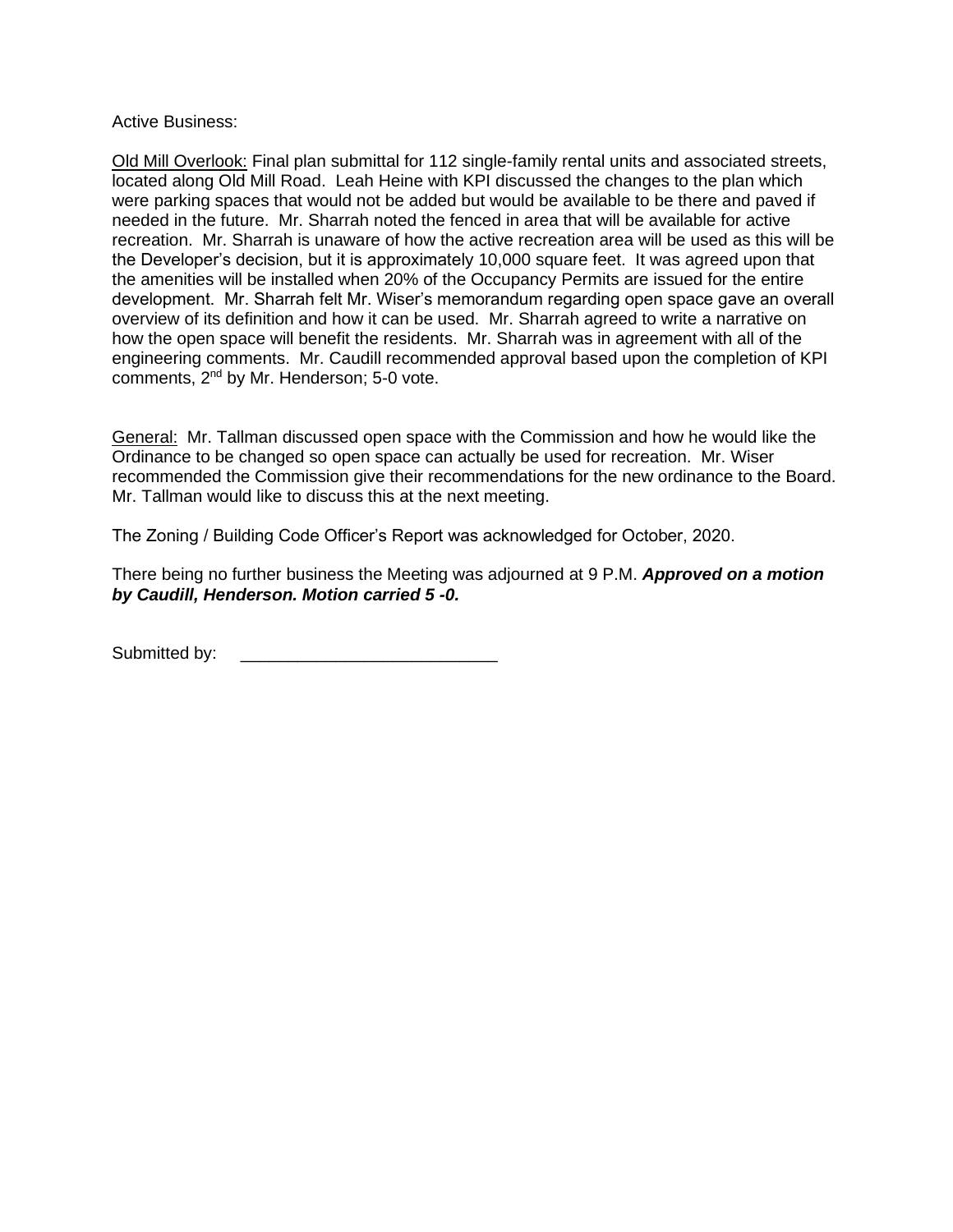Active Business:

Old Mill Overlook: Final plan submittal for 112 single-family rental units and associated streets, located along Old Mill Road. Leah Heine with KPI discussed the changes to the plan which were parking spaces that would not be added but would be available to be there and paved if needed in the future. Mr. Sharrah noted the fenced in area that will be available for active recreation. Mr. Sharrah is unaware of how the active recreation area will be used as this will be the Developer's decision, but it is approximately 10,000 square feet. It was agreed upon that the amenities will be installed when 20% of the Occupancy Permits are issued for the entire development. Mr. Sharrah felt Mr. Wiser's memorandum regarding open space gave an overall overview of its definition and how it can be used. Mr. Sharrah agreed to write a narrative on how the open space will benefit the residents. Mr. Sharrah was in agreement with all of the engineering comments. Mr. Caudill recommended approval based upon the completion of KPI comments, 2nd by Mr. Henderson; 5-0 vote.

General: Mr. Tallman discussed open space with the Commission and how he would like the Ordinance to be changed so open space can actually be used for recreation. Mr. Wiser recommended the Commission give their recommendations for the new ordinance to the Board. Mr. Tallman would like to discuss this at the next meeting.

The Zoning / Building Code Officer's Report was acknowledged for October, 2020.

There being no further business the Meeting was adjourned at 9 P.M. ***Approved on a motion by Caudill, Henderson. Motion carried 5 -0.***

Submitted by: ___________________________